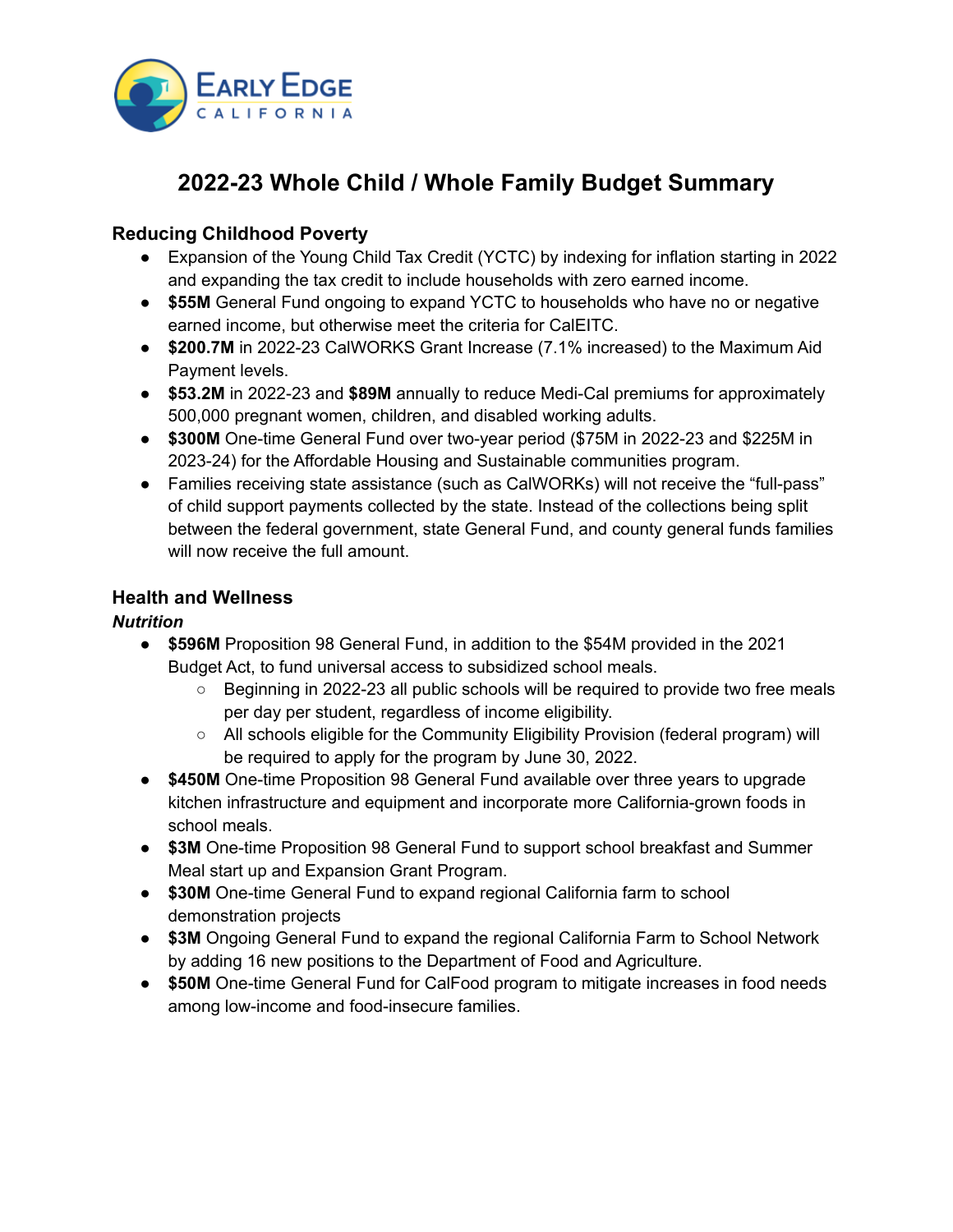# 2022-23 Whole Child / Whole Family Budget Summary

### Reducing Childhood Poverty

- Expansion of the Young Child Tax Credit (YCTC) by indexing for inflation starting in 2022 and expanding the tax credit to include households with zero earned income.
- **$55M** General Fund ongoing to expand YCTC to households who have no or negative earned income, but otherwise meet the criteria for CalEITC.
- **$200.7M** in 2022-23 CalWORKS Grant Increase (7.1% increased) to the Maximum Aid Payment levels.
- **$53.2M** in 2022-23 and **$89M** annually to reduce Medi-Cal premiums for approximately 500,000 pregnant women, children, and disabled working adults.
- **$300M** One-time General Fund over two-year period ($75M in 2022-23 and $225M in 2023-24) for the Affordable Housing and Sustainable communities program.
- Families receiving state assistance (such as CalWORKs) will not receive the "full-pass" of child support payments collected by the state. Instead of the collections being split between the federal government, state General Fund, and county general funds families will now receive the full amount.

### Health and Wellness

***Nutrition***

- **$596M** Proposition 98 General Fund, in addition to the $54M provided in the 2021 Budget Act, to fund universal access to subsidized school meals.
  - Beginning in 2022-23 all public schools will be required to provide two free meals per day per student, regardless of income eligibility.
  - All schools eligible for the Community Eligibility Provision (federal program) will be required to apply for the program by June 30, 2022.
- **$450M** One-time Proposition 98 General Fund available over three years to upgrade kitchen infrastructure and equipment and incorporate more California-grown foods in school meals.
- **$3M** One-time Proposition 98 General Fund to support school breakfast and Summer Meal start up and Expansion Grant Program.
- **$30M** One-time General Fund to expand regional California farm to school demonstration projects
- **$3M** Ongoing General Fund to expand the regional California Farm to School Network by adding 16 new positions to the Department of Food and Agriculture.
- **$50M** One-time General Fund for CalFood program to mitigate increases in food needs among low-income and food-insecure families.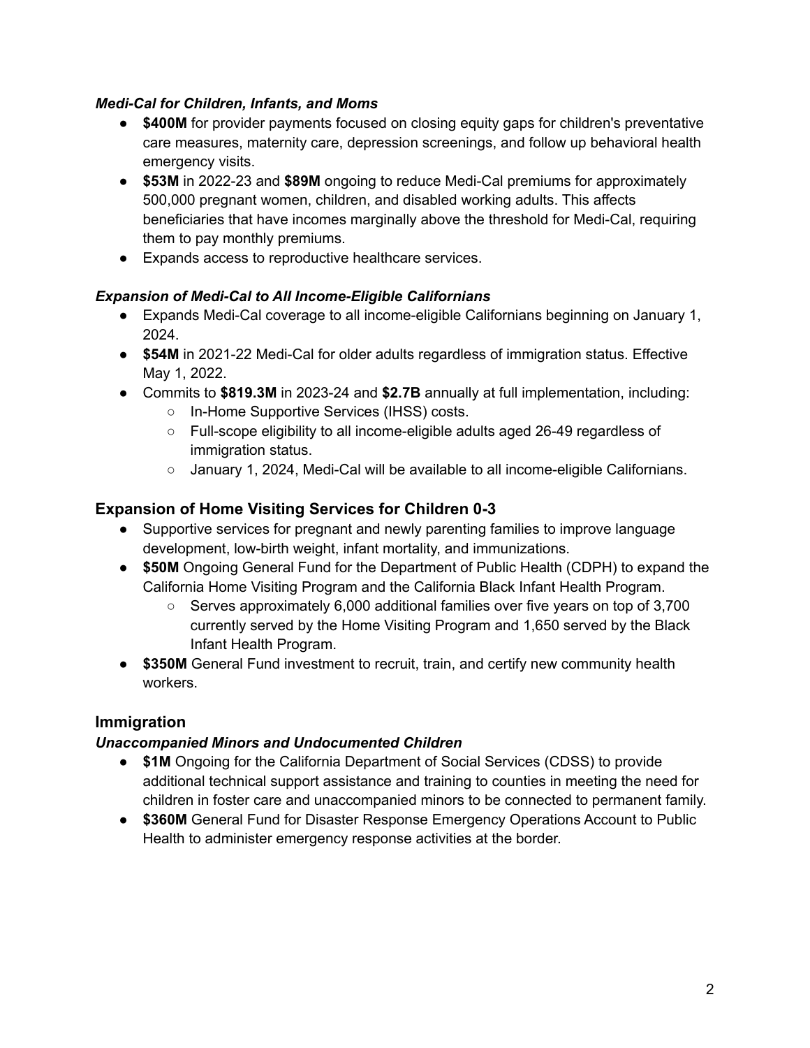***Medi-Cal for Children, Infants, and Moms***

- **$400M** for provider payments focused on closing equity gaps for children's preventative care measures, maternity care, depression screenings, and follow up behavioral health emergency visits.
- **$53M** in 2022-23 and **$89M** ongoing to reduce Medi-Cal premiums for approximately 500,000 pregnant women, children, and disabled working adults. This affects beneficiaries that have incomes marginally above the threshold for Medi-Cal, requiring them to pay monthly premiums.
- Expands access to reproductive healthcare services.

***Expansion of Medi-Cal to All Income-Eligible Californians***

- Expands Medi-Cal coverage to all income-eligible Californians beginning on January 1, 2024.
- **$54M** in 2021-22 Medi-Cal for older adults regardless of immigration status. Effective May 1, 2022.
- Commits to **$819.3M** in 2023-24 and **$2.7B** annually at full implementation, including:
  - In-Home Supportive Services (IHSS) costs.
  - Full-scope eligibility to all income-eligible adults aged 26-49 regardless of immigration status.
  - January 1, 2024, Medi-Cal will be available to all income-eligible Californians.

## Expansion of Home Visiting Services for Children 0-3

- Supportive services for pregnant and newly parenting families to improve language development, low-birth weight, infant mortality, and immunizations.
- **$50M** Ongoing General Fund for the Department of Public Health (CDPH) to expand the California Home Visiting Program and the California Black Infant Health Program.
  - Serves approximately 6,000 additional families over five years on top of 3,700 currently served by the Home Visiting Program and 1,650 served by the Black Infant Health Program.
- **$350M** General Fund investment to recruit, train, and certify new community health workers.

## Immigration

***Unaccompanied Minors and Undocumented Children***

- **$1M** Ongoing for the California Department of Social Services (CDSS) to provide additional technical support assistance and training to counties in meeting the need for children in foster care and unaccompanied minors to be connected to permanent family.
- **$360M** General Fund for Disaster Response Emergency Operations Account to Public Health to administer emergency response activities at the border.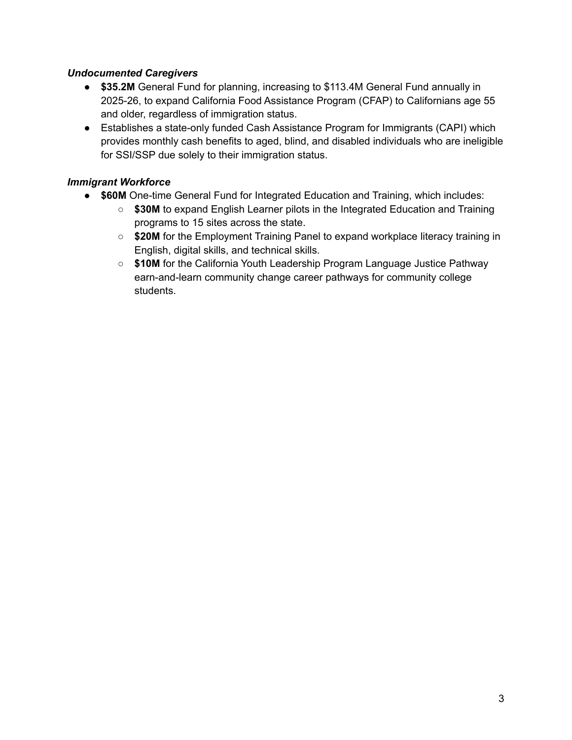***Undocumented Caregivers***

- **$35.2M** General Fund for planning, increasing to $113.4M General Fund annually in 2025-26, to expand California Food Assistance Program (CFAP) to Californians age 55 and older, regardless of immigration status.
- Establishes a state-only funded Cash Assistance Program for Immigrants (CAPI) which provides monthly cash benefits to aged, blind, and disabled individuals who are ineligible for SSI/SSP due solely to their immigration status.

***Immigrant Workforce***

- **$60M** One-time General Fund for Integrated Education and Training, which includes:
  - **$30M** to expand English Learner pilots in the Integrated Education and Training programs to 15 sites across the state.
  - **$20M** for the Employment Training Panel to expand workplace literacy training in English, digital skills, and technical skills.
  - **$10M** for the California Youth Leadership Program Language Justice Pathway earn-and-learn community change career pathways for community college students.